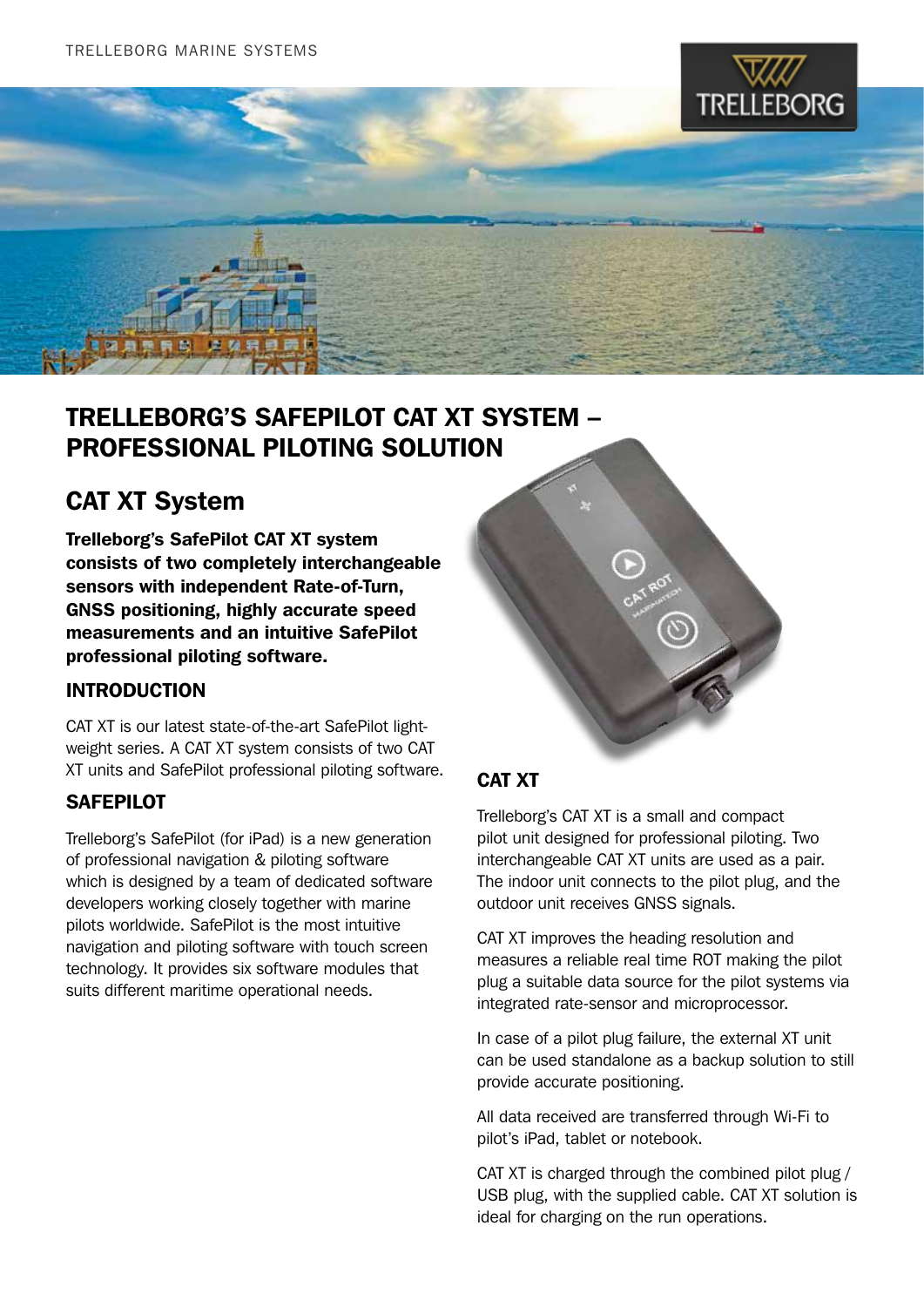TRELLEBORG MARINE SYSTEMS

# TRELLEBORG'S SAFEPILOT CAT XT SYSTEM – PROFESSIONAL PILOTING SOLUTION

## CAT XT System

**Trelleborg's SafePilot CAT XT system consists of two completely interchangeable sensors with independent Rate-of-Turn, GNSS positioning, highly accurate speed measurements and an intuitive SafePilot professional piloting software.**

### INTRODUCTION

CAT XT is our latest state-of-the-art SafePilot light-weight series. A CAT XT system consists of two CAT XT units and SafePilot professional piloting software.

### SAFEPILOT

Trelleborg's SafePilot (for iPad) is a new generation of professional navigation & piloting software which is designed by a team of dedicated software developers working closely together with marine pilots worldwide. SafePilot is the most intuitive navigation and piloting software with touch screen technology. It provides six software modules that suits different maritime operational needs.

### CAT XT

Trelleborg's CAT XT is a small and compact pilot unit designed for professional piloting. Two interchangeable CAT XT units are used as a pair. The indoor unit connects to the pilot plug, and the outdoor unit receives GNSS signals.

CAT XT improves the heading resolution and measures a reliable real time ROT making the pilot plug a suitable data source for the pilot systems via integrated rate-sensor and microprocessor.

In case of a pilot plug failure, the external XT unit can be used standalone as a backup solution to still provide accurate positioning.

All data received are transferred through Wi-Fi to pilot's iPad, tablet or notebook.

CAT XT is charged through the combined pilot plug / USB plug, with the supplied cable. CAT XT solution is ideal for charging on the run operations.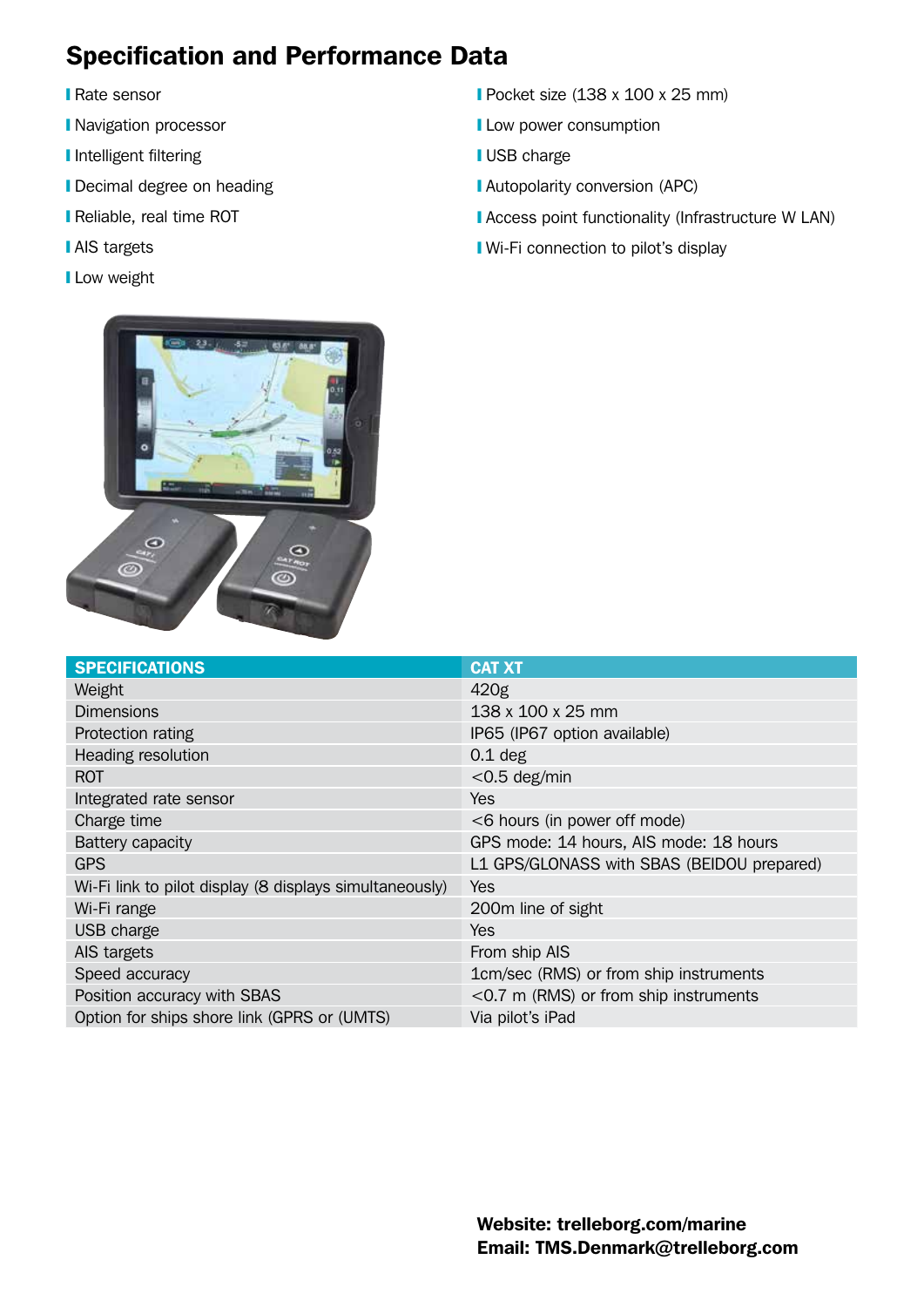# Specification and Performance Data

- Rate sensor
- Navigation processor
- Intelligent filtering
- Decimal degree on heading
- Reliable, real time ROT
- AIS targets
- Low weight
- Pocket size (138 x 100 x 25 mm)
- Low power consumption
- USB charge
- Autopolarity conversion (APC)
- Access point functionality (Infrastructure W LAN)
- Wi-Fi connection to pilot's display

| SPECIFICATIONS | CAT XT |
|---|---|
| Weight | 420g |
| Dimensions | 138 x 100 x 25 mm |
| Protection rating | IP65 (IP67 option available) |
| Heading resolution | 0.1 deg |
| ROT | <0.5 deg/min |
| Integrated rate sensor | Yes |
| Charge time | <6 hours (in power off mode) |
| Battery capacity | GPS mode: 14 hours, AIS mode: 18 hours |
| GPS | L1 GPS/GLONASS with SBAS (BEIDOU prepared) |
| Wi-Fi link to pilot display (8 displays simultaneously) | Yes |
| Wi-Fi range | 200m line of sight |
| USB charge | Yes |
| AIS targets | From ship AIS |
| Speed accuracy | 1cm/sec (RMS) or from ship instruments |
| Position accuracy with SBAS | <0.7 m (RMS) or from ship instruments |
| Option for ships shore link (GPRS or (UMTS) | Via pilot's iPad |

**Website: trelleborg.com/marine**
**Email: TMS.Denmark@trelleborg.com**